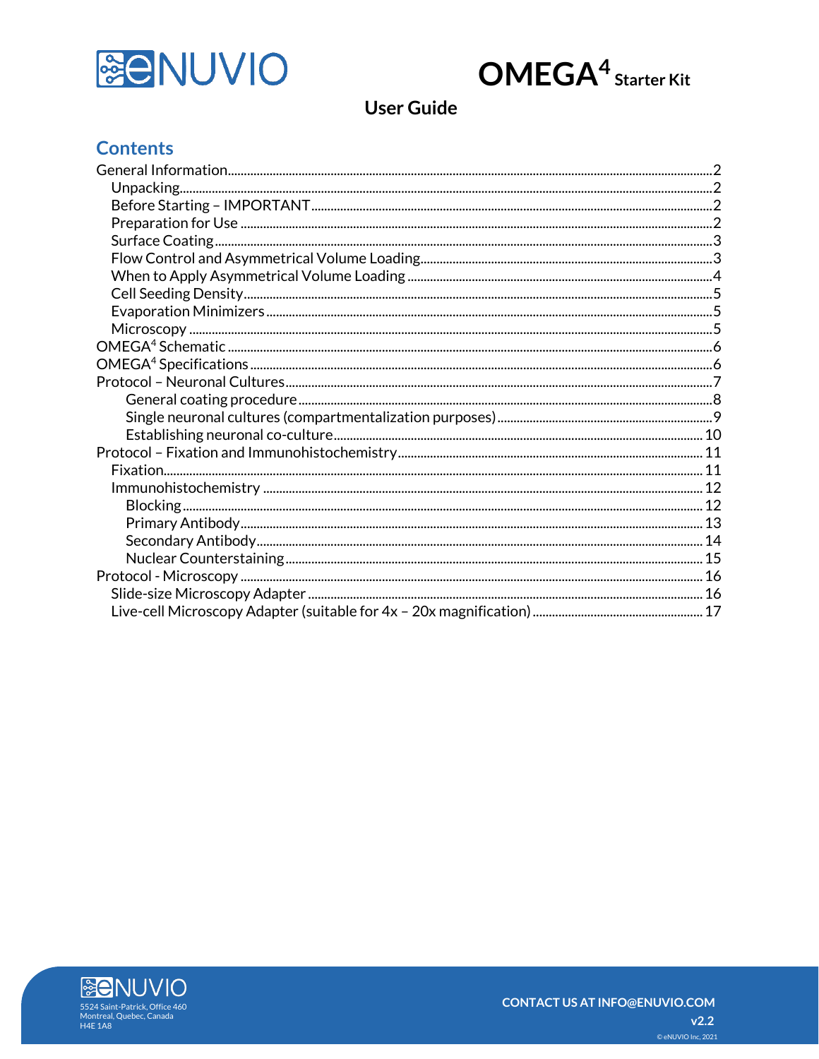eNUVIO

# OMEGA$^4$ Starter Kit

## User Guide

## Contents

- General Information ..... 2
  - Unpacking ..... 2
  - Before Starting – IMPORTANT ..... 2
  - Preparation for Use ..... 2
  - Surface Coating ..... 3
  - Flow Control and Asymmetrical Volume Loading ..... 3
  - When to Apply Asymmetrical Volume Loading ..... 4
  - Cell Seeding Density ..... 5
  - Evaporation Minimizers ..... 5
  - Microscopy ..... 5
- OMEGA$^4$ Schematic ..... 6
- OMEGA$^4$ Specifications ..... 6
- Protocol – Neuronal Cultures ..... 7
  - General coating procedure ..... 8
  - Single neuronal cultures (compartmentalization purposes) ..... 9
  - Establishing neuronal co-culture ..... 10
- Protocol – Fixation and Immunohistochemistry ..... 11
  - Fixation ..... 11
  - Immunohistochemistry ..... 12
    - Blocking ..... 12
    - Primary Antibody ..... 13
    - Secondary Antibody ..... 14
    - Nuclear Counterstaining ..... 15
- Protocol - Microscopy ..... 16
  - Slide-size Microscopy Adapter ..... 16
  - Live-cell Microscopy Adapter (suitable for 4x – 20x magnification) ..... 17

eNUVIO
5524 Saint-Patrick, Office 460
Montreal, Quebec, Canada
H4E 1A8

CONTACT US AT INFO@ENUVIO.COM

v2.2

© eNUVIO Inc, 2021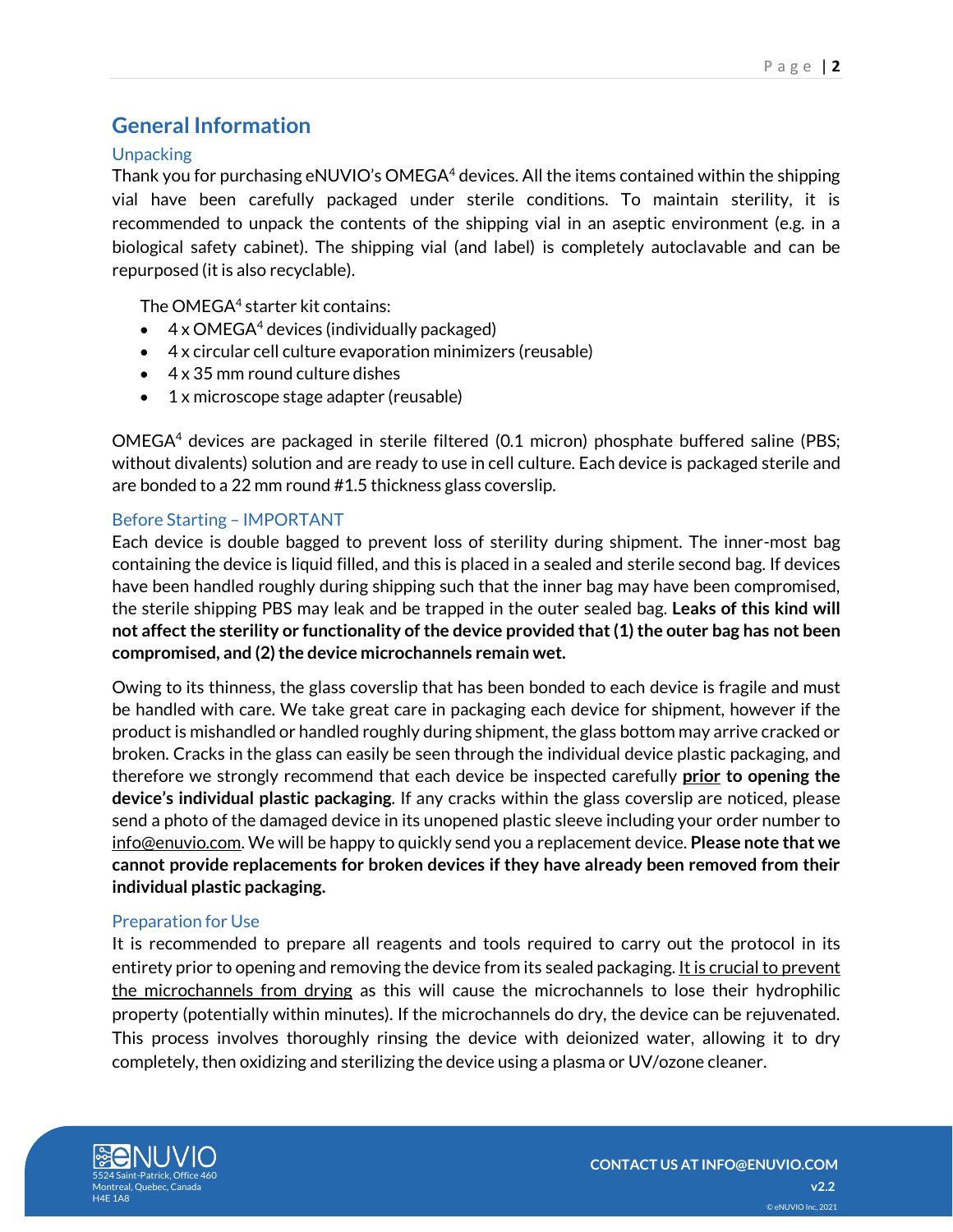# General Information

## Unpacking

Thank you for purchasing eNUVIO's OMEGA[4] devices. All the items contained within the shipping vial have been carefully packaged under sterile conditions. To maintain sterility, it is recommended to unpack the contents of the shipping vial in an aseptic environment (e.g. in a biological safety cabinet). The shipping vial (and label) is completely autoclavable and can be repurposed (it is also recyclable).

The OMEGA[4] starter kit contains:

- 4 x OMEGA[4] devices (individually packaged)
- 4 x circular cell culture evaporation minimizers (reusable)
- 4 x 35 mm round culture dishes
- 1 x microscope stage adapter (reusable)

OMEGA[4] devices are packaged in sterile filtered (0.1 micron) phosphate buffered saline (PBS; without divalents) solution and are ready to use in cell culture. Each device is packaged sterile and are bonded to a 22 mm round #1.5 thickness glass coverslip.

## Before Starting – IMPORTANT

Each device is double bagged to prevent loss of sterility during shipment. The inner-most bag containing the device is liquid filled, and this is placed in a sealed and sterile second bag. If devices have been handled roughly during shipping such that the inner bag may have been compromised, the sterile shipping PBS may leak and be trapped in the outer sealed bag. **Leaks of this kind will not affect the sterility or functionality of the device provided that (1) the outer bag has not been compromised, and (2) the device microchannels remain wet.**

Owing to its thinness, the glass coverslip that has been bonded to each device is fragile and must be handled with care. We take great care in packaging each device for shipment, however if the product is mishandled or handled roughly during shipment, the glass bottom may arrive cracked or broken. Cracks in the glass can easily be seen through the individual device plastic packaging, and therefore we strongly recommend that each device be inspected carefully **prior to opening the device's individual plastic packaging**. If any cracks within the glass coverslip are noticed, please send a photo of the damaged device in its unopened plastic sleeve including your order number to info@enuvio.com. We will be happy to quickly send you a replacement device. **Please note that we cannot provide replacements for broken devices if they have already been removed from their individual plastic packaging.**

## Preparation for Use

It is recommended to prepare all reagents and tools required to carry out the protocol in its entirety prior to opening and removing the device from its sealed packaging. It is crucial to prevent the microchannels from drying as this will cause the microchannels to lose their hydrophilic property (potentially within minutes). If the microchannels do dry, the device can be rejuvenated. This process involves thoroughly rinsing the device with deionized water, allowing it to dry completely, then oxidizing and sterilizing the device using a plasma or UV/ozone cleaner.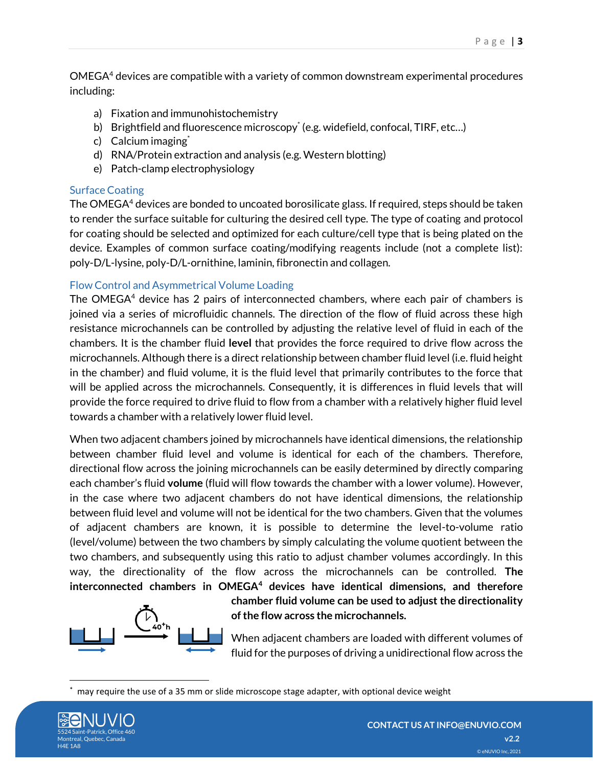OMEGA[4] devices are compatible with a variety of common downstream experimental procedures including:

a) Fixation and immunohistochemistry
b) Brightfield and fluorescence microscopy* (e.g. widefield, confocal, TIRF, etc…)
c) Calcium imaging*
d) RNA/Protein extraction and analysis (e.g. Western blotting)
e) Patch-clamp electrophysiology

## Surface Coating

The OMEGA[4] devices are bonded to uncoated borosilicate glass. If required, steps should be taken to render the surface suitable for culturing the desired cell type. The type of coating and protocol for coating should be selected and optimized for each culture/cell type that is being plated on the device. Examples of common surface coating/modifying reagents include (not a complete list): poly-D/L-lysine, poly-D/L-ornithine, laminin, fibronectin and collagen.

## Flow Control and Asymmetrical Volume Loading

The OMEGA[4] device has 2 pairs of interconnected chambers, where each pair of chambers is joined via a series of microfluidic channels. The direction of the flow of fluid across these high resistance microchannels can be controlled by adjusting the relative level of fluid in each of the chambers. It is the chamber fluid **level** that provides the force required to drive flow across the microchannels. Although there is a direct relationship between chamber fluid level (i.e. fluid height in the chamber) and fluid volume, it is the fluid level that primarily contributes to the force that will be applied across the microchannels. Consequently, it is differences in fluid levels that will provide the force required to drive fluid to flow from a chamber with a relatively higher fluid level towards a chamber with a relatively lower fluid level.

When two adjacent chambers joined by microchannels have identical dimensions, the relationship between chamber fluid level and volume is identical for each of the chambers. Therefore, directional flow across the joining microchannels can be easily determined by directly comparing each chamber's fluid **volume** (fluid will flow towards the chamber with a lower volume). However, in the case where two adjacent chambers do not have identical dimensions, the relationship between fluid level and volume will not be identical for the two chambers. Given that the volumes of adjacent chambers are known, it is possible to determine the level-to-volume ratio (level/volume) between the two chambers by simply calculating the volume quotient between the two chambers, and subsequently using this ratio to adjust chamber volumes accordingly. In this way, the directionality of the flow across the microchannels can be controlled. **The interconnected chambers in OMEGA[4] devices have identical dimensions, and therefore chamber fluid volume can be used to adjust the directionality of the flow across the microchannels.**

When adjacent chambers are loaded with different volumes of fluid for the purposes of driving a unidirectional flow across the

* may require the use of a 35 mm or slide microscope stage adapter, with optional device weight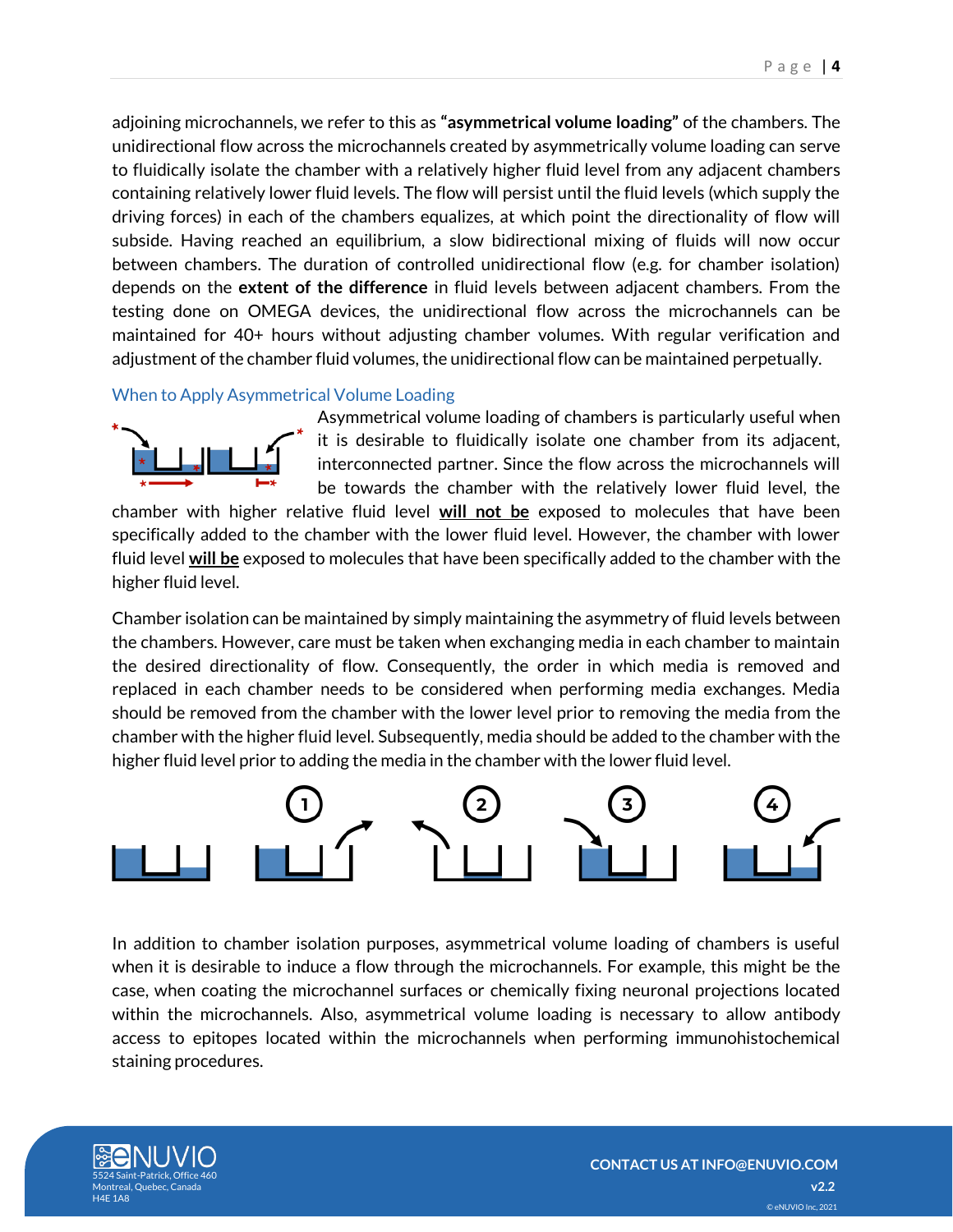adjoining microchannels, we refer to this as **"asymmetrical volume loading"** of the chambers. The unidirectional flow across the microchannels created by asymmetrically volume loading can serve to fluidically isolate the chamber with a relatively higher fluid level from any adjacent chambers containing relatively lower fluid levels. The flow will persist until the fluid levels (which supply the driving forces) in each of the chambers equalizes, at which point the directionality of flow will subside. Having reached an equilibrium, a slow bidirectional mixing of fluids will now occur between chambers. The duration of controlled unidirectional flow (e.g. for chamber isolation) depends on the **extent of the difference** in fluid levels between adjacent chambers. From the testing done on OMEGA devices, the unidirectional flow across the microchannels can be maintained for 40+ hours without adjusting chamber volumes. With regular verification and adjustment of the chamber fluid volumes, the unidirectional flow can be maintained perpetually.

### When to Apply Asymmetrical Volume Loading

Asymmetrical volume loading of chambers is particularly useful when it is desirable to fluidically isolate one chamber from its adjacent, interconnected partner. Since the flow across the microchannels will be towards the chamber with the relatively lower fluid level, the chamber with higher relative fluid level **will not be** exposed to molecules that have been specifically added to the chamber with the lower fluid level. However, the chamber with lower fluid level **will be** exposed to molecules that have been specifically added to the chamber with the higher fluid level.

Chamber isolation can be maintained by simply maintaining the asymmetry of fluid levels between the chambers. However, care must be taken when exchanging media in each chamber to maintain the desired directionality of flow. Consequently, the order in which media is removed and replaced in each chamber needs to be considered when performing media exchanges. Media should be removed from the chamber with the lower level prior to removing the media from the chamber with the higher fluid level. Subsequently, media should be added to the chamber with the higher fluid level prior to adding the media in the chamber with the lower fluid level.

In addition to chamber isolation purposes, asymmetrical volume loading of chambers is useful when it is desirable to induce a flow through the microchannels. For example, this might be the case, when coating the microchannel surfaces or chemically fixing neuronal projections located within the microchannels. Also, asymmetrical volume loading is necessary to allow antibody access to epitopes located within the microchannels when performing immunohistochemical staining procedures.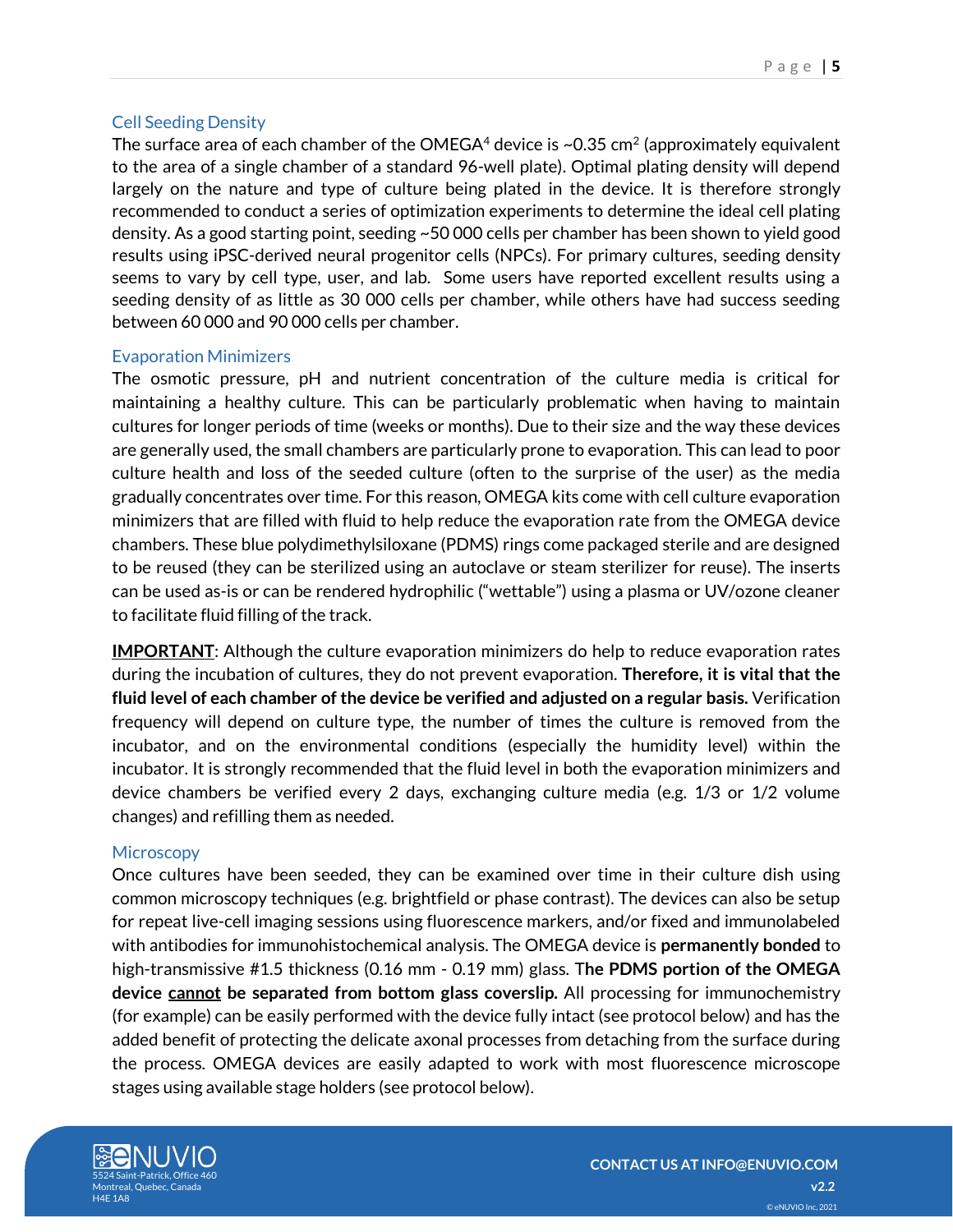## Cell Seeding Density

The surface area of each chamber of the OMEGA[4] device is ~0.35 $cm^2$ (approximately equivalent to the area of a single chamber of a standard 96-well plate). Optimal plating density will depend largely on the nature and type of culture being plated in the device. It is therefore strongly recommended to conduct a series of optimization experiments to determine the ideal cell plating density. As a good starting point, seeding ~50 000 cells per chamber has been shown to yield good results using iPSC-derived neural progenitor cells (NPCs). For primary cultures, seeding density seems to vary by cell type, user, and lab. Some users have reported excellent results using a seeding density of as little as 30 000 cells per chamber, while others have had success seeding between 60 000 and 90 000 cells per chamber.

## Evaporation Minimizers

The osmotic pressure, pH and nutrient concentration of the culture media is critical for maintaining a healthy culture. This can be particularly problematic when having to maintain cultures for longer periods of time (weeks or months). Due to their size and the way these devices are generally used, the small chambers are particularly prone to evaporation. This can lead to poor culture health and loss of the seeded culture (often to the surprise of the user) as the media gradually concentrates over time. For this reason, OMEGA kits come with cell culture evaporation minimizers that are filled with fluid to help reduce the evaporation rate from the OMEGA device chambers. These blue polydimethylsiloxane (PDMS) rings come packaged sterile and are designed to be reused (they can be sterilized using an autoclave or steam sterilizer for reuse). The inserts can be used as-is or can be rendered hydrophilic ("wettable") using a plasma or UV/ozone cleaner to facilitate fluid filling of the track.

<u>**IMPORTANT**</u>: Although the culture evaporation minimizers do help to reduce evaporation rates during the incubation of cultures, they do not prevent evaporation. **Therefore, it is vital that the fluid level of each chamber of the device be verified and adjusted on a regular basis.** Verification frequency will depend on culture type, the number of times the culture is removed from the incubator, and on the environmental conditions (especially the humidity level) within the incubator. It is strongly recommended that the fluid level in both the evaporation minimizers and device chambers be verified every 2 days, exchanging culture media (e.g. 1/3 or 1/2 volume changes) and refilling them as needed.

## Microscopy

Once cultures have been seeded, they can be examined over time in their culture dish using common microscopy techniques (e.g. brightfield or phase contrast). The devices can also be setup for repeat live-cell imaging sessions using fluorescence markers, and/or fixed and immunolabeled with antibodies for immunohistochemical analysis. The OMEGA device is **permanently bonded** to high-transmissive #1.5 thickness (0.16 mm - 0.19 mm) glass. T**he PDMS portion of the OMEGA device <u>cannot</u> be separated from bottom glass coverslip.** All processing for immunochemistry (for example) can be easily performed with the device fully intact (see protocol below) and has the added benefit of protecting the delicate axonal processes from detaching from the surface during the process. OMEGA devices are easily adapted to work with most fluorescence microscope stages using available stage holders (see protocol below).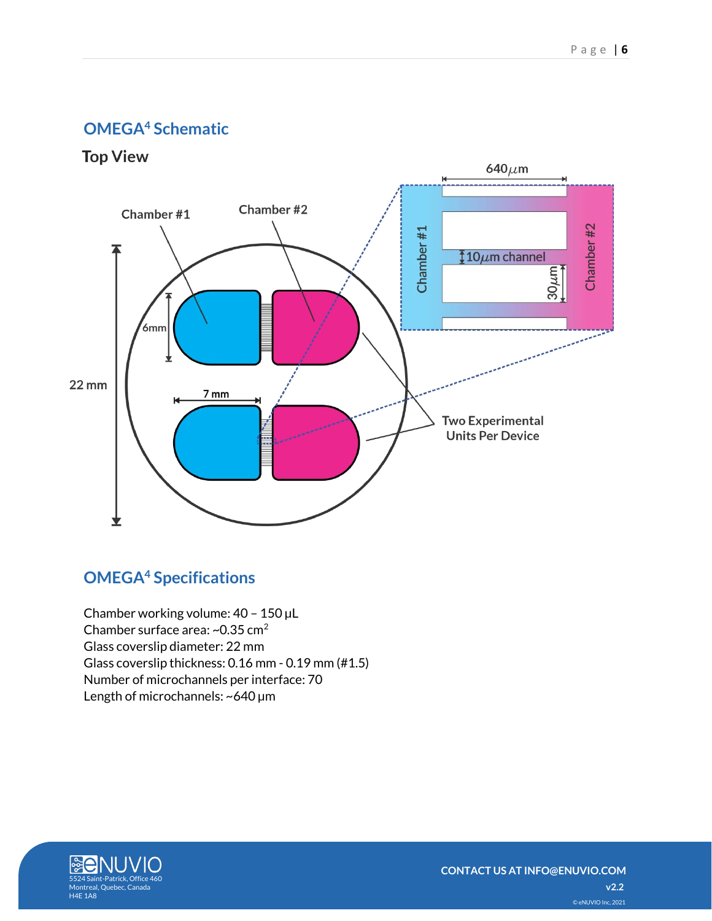## OMEGA[4] Schematic

### Top View

Chamber #1

Chamber #2

22 mm

6mm

7 mm

640 $\mu$m

10 $\mu$m channel

30 $\mu$m

Two Experimental Units Per Device

## OMEGA[4] Specifications

Chamber working volume: 40 – 150 µL
Chamber surface area: ~0.35 cm$^2$
Glass coverslip diameter: 22 mm
Glass coverslip thickness: 0.16 mm - 0.19 mm (#1.5)
Number of microchannels per interface: 70
Length of microchannels: ~640 µm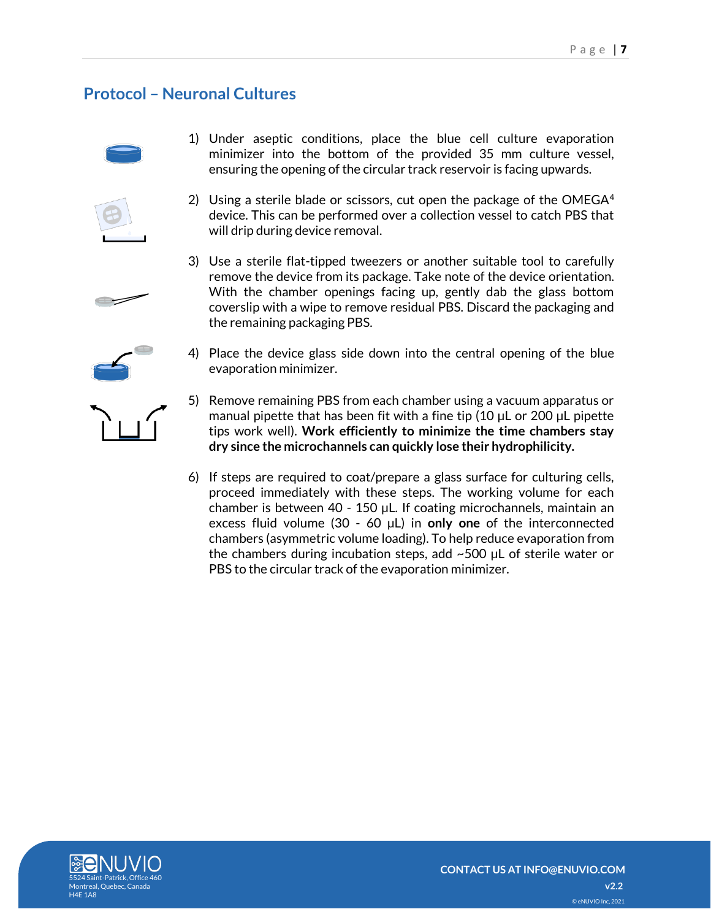## Protocol – Neuronal Cultures

1) Under aseptic conditions, place the blue cell culture evaporation minimizer into the bottom of the provided 35 mm culture vessel, ensuring the opening of the circular track reservoir is facing upwards.

2) Using a sterile blade or scissors, cut open the package of the OMEGA[4] device. This can be performed over a collection vessel to catch PBS that will drip during device removal.

3) Use a sterile flat-tipped tweezers or another suitable tool to carefully remove the device from its package. Take note of the device orientation. With the chamber openings facing up, gently dab the glass bottom coverslip with a wipe to remove residual PBS. Discard the packaging and the remaining packaging PBS.

4) Place the device glass side down into the central opening of the blue evaporation minimizer.

5) Remove remaining PBS from each chamber using a vacuum apparatus or manual pipette that has been fit with a fine tip (10 µL or 200 µL pipette tips work well). **Work efficiently to minimize the time chambers stay dry since the microchannels can quickly lose their hydrophilicity.**

6) If steps are required to coat/prepare a glass surface for culturing cells, proceed immediately with these steps. The working volume for each chamber is between 40 - 150 µL. If coating microchannels, maintain an excess fluid volume (30 - 60 µL) in **only one** of the interconnected chambers (asymmetric volume loading). To help reduce evaporation from the chambers during incubation steps, add ~500 µL of sterile water or PBS to the circular track of the evaporation minimizer.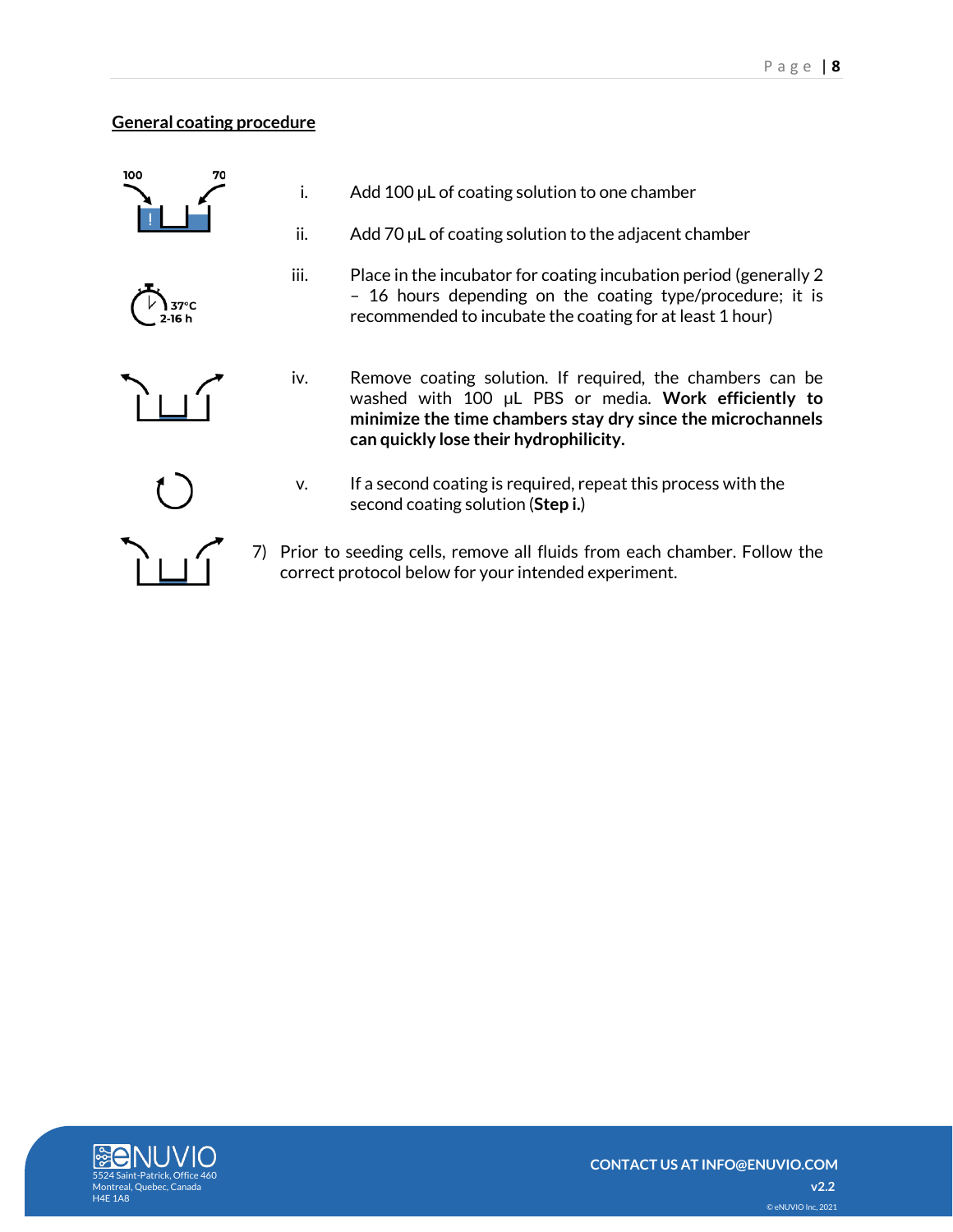**General coating procedure**

i. Add 100 µL of coating solution to one chamber

ii. Add 70 µL of coating solution to the adjacent chamber

iii. Place in the incubator for coating incubation period (generally 2 – 16 hours depending on the coating type/procedure; it is recommended to incubate the coating for at least 1 hour)

iv. Remove coating solution. If required, the chambers can be washed with 100 µL PBS or media. **Work efficiently to minimize the time chambers stay dry since the microchannels can quickly lose their hydrophilicity.**

v. If a second coating is required, repeat this process with the second coating solution (**Step i.**)

7) Prior to seeding cells, remove all fluids from each chamber. Follow the correct protocol below for your intended experiment.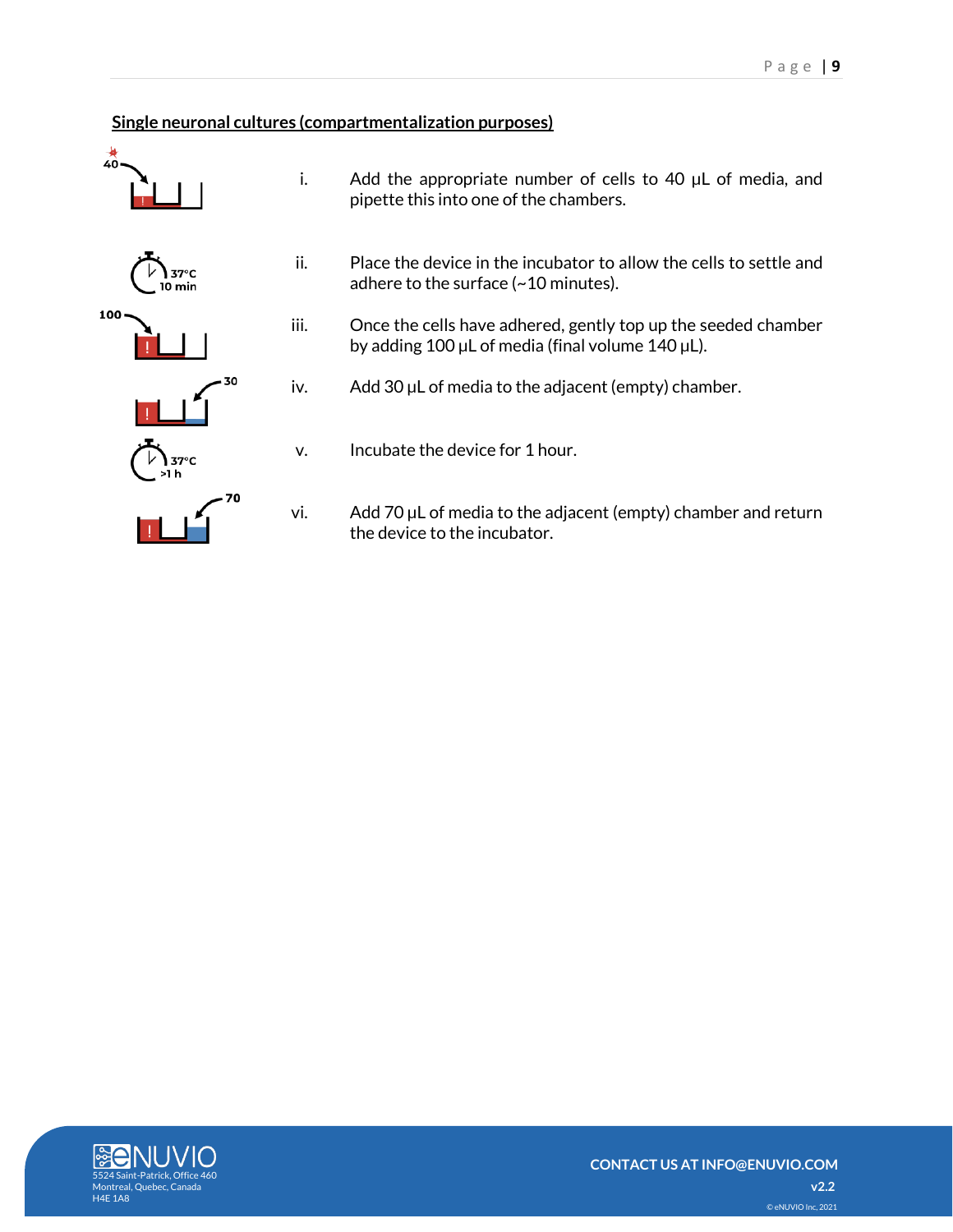**Single neuronal cultures (compartmentalization purposes)**

i. Add the appropriate number of cells to 40 µL of media, and pipette this into one of the chambers.

ii. Place the device in the incubator to allow the cells to settle and adhere to the surface (~10 minutes).

iii. Once the cells have adhered, gently top up the seeded chamber by adding 100 µL of media (final volume 140 µL).

iv. Add 30 µL of media to the adjacent (empty) chamber.

v. Incubate the device for 1 hour.

vi. Add 70 µL of media to the adjacent (empty) chamber and return the device to the incubator.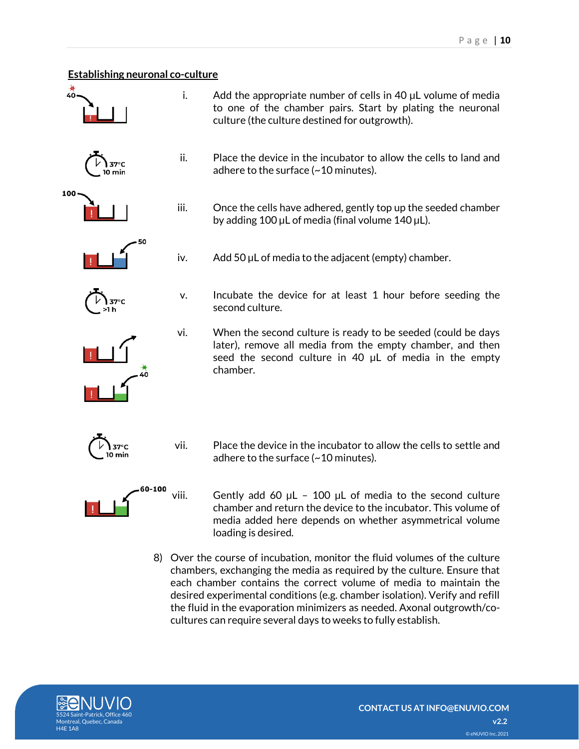**Establishing neuronal co-culture**

i. Add the appropriate number of cells in 40 µL volume of media to one of the chamber pairs. Start by plating the neuronal culture (the culture destined for outgrowth).

ii. Place the device in the incubator to allow the cells to land and adhere to the surface (~10 minutes).

iii. Once the cells have adhered, gently top up the seeded chamber by adding 100 µL of media (final volume 140 µL).

iv. Add 50 µL of media to the adjacent (empty) chamber.

v. Incubate the device for at least 1 hour before seeding the second culture.

vi. When the second culture is ready to be seeded (could be days later), remove all media from the empty chamber, and then seed the second culture in 40 µL of media in the empty chamber.

vii. Place the device in the incubator to allow the cells to settle and adhere to the surface (~10 minutes).

viii. Gently add 60 µL – 100 µL of media to the second culture chamber and return the device to the incubator. This volume of media added here depends on whether asymmetrical volume loading is desired.

8) Over the course of incubation, monitor the fluid volumes of the culture chambers, exchanging the media as required by the culture. Ensure that each chamber contains the correct volume of media to maintain the desired experimental conditions (e.g. chamber isolation). Verify and refill the fluid in the evaporation minimizers as needed. Axonal outgrowth/co-cultures can require several days to weeks to fully establish.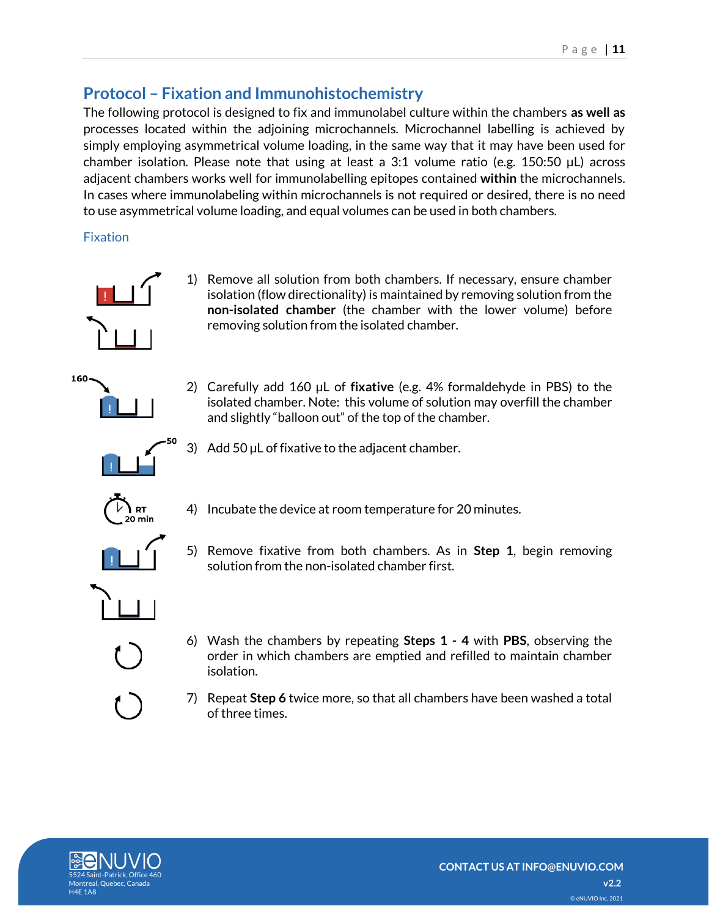## Protocol – Fixation and Immunohistochemistry

The following protocol is designed to fix and immunolabel culture within the chambers **as well as** processes located within the adjoining microchannels. Microchannel labelling is achieved by simply employing asymmetrical volume loading, in the same way that it may have been used for chamber isolation. Please note that using at least a 3:1 volume ratio (e.g. 150:50 µL) across adjacent chambers works well for immunolabelling epitopes contained **within** the microchannels. In cases where immunolabeling within microchannels is not required or desired, there is no need to use asymmetrical volume loading, and equal volumes can be used in both chambers.

### Fixation

1) Remove all solution from both chambers. If necessary, ensure chamber isolation (flow directionality) is maintained by removing solution from the **non-isolated chamber** (the chamber with the lower volume) before removing solution from the isolated chamber.
2) Carefully add 160 µL of **fixative** (e.g. 4% formaldehyde in PBS) to the isolated chamber. Note: this volume of solution may overfill the chamber and slightly "balloon out" of the top of the chamber.
3) Add 50 µL of fixative to the adjacent chamber.
4) Incubate the device at room temperature for 20 minutes.
5) Remove fixative from both chambers. As in **Step 1**, begin removing solution from the non-isolated chamber first.
6) Wash the chambers by repeating **Steps 1 - 4** with **PBS**, observing the order in which chambers are emptied and refilled to maintain chamber isolation.
7) Repeat **Step 6** twice more, so that all chambers have been washed a total of three times.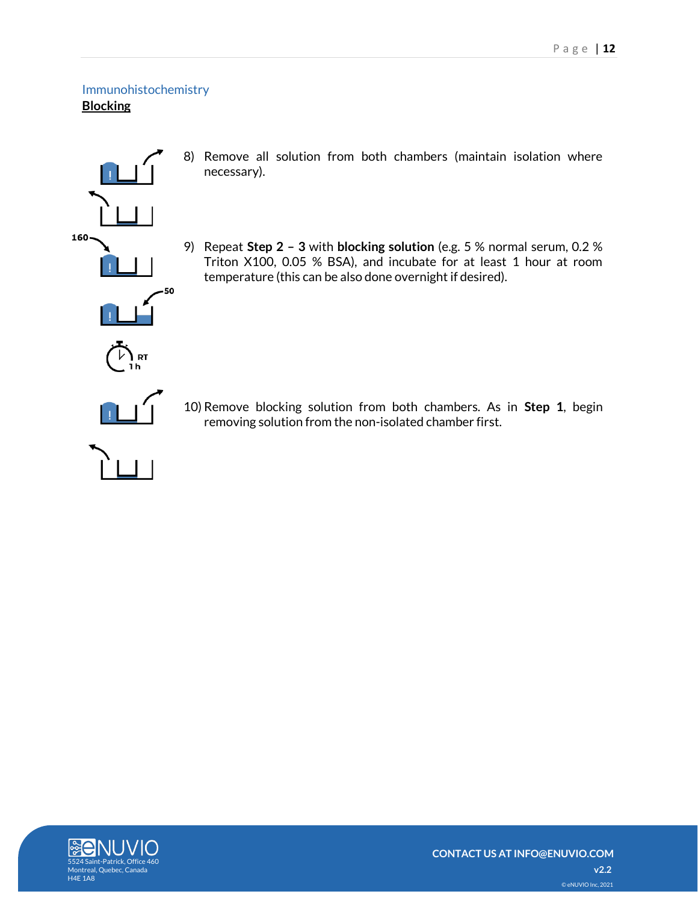Immunohistochemistry

**Blocking**

8) Remove all solution from both chambers (maintain isolation where necessary).

9) Repeat **Step 2 – 3** with **blocking solution** (e.g. 5 % normal serum, 0.2 % Triton X100, 0.05 % BSA), and incubate for at least 1 hour at room temperature (this can be also done overnight if desired).

10) Remove blocking solution from both chambers. As in **Step 1**, begin removing solution from the non-isolated chamber first.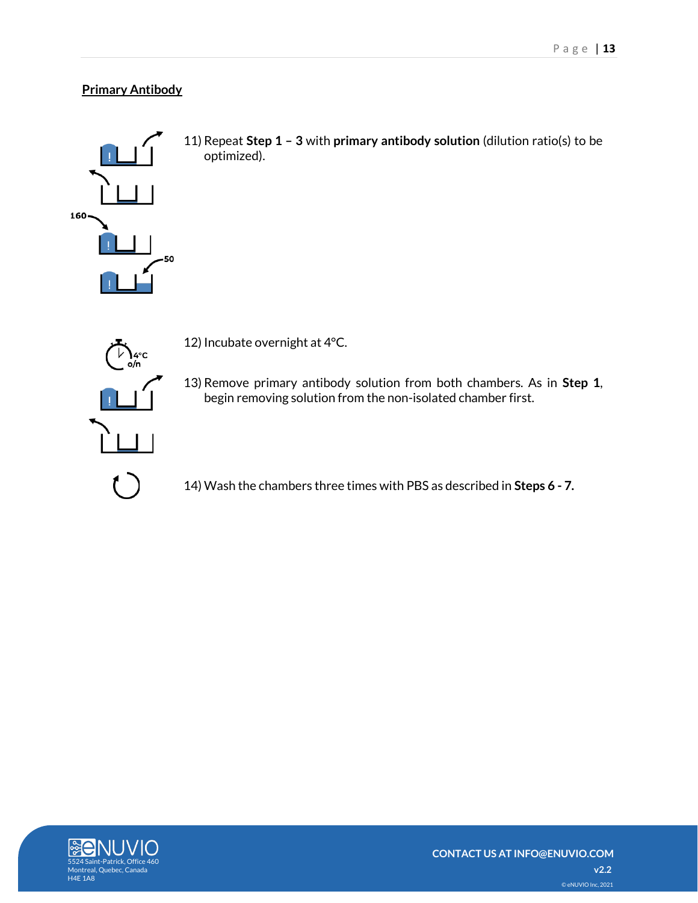## Primary Antibody

11) Repeat **Step 1 – 3** with **primary antibody solution** (dilution ratio(s) to be optimized).

12) Incubate overnight at 4°C.

13) Remove primary antibody solution from both chambers. As in **Step 1**, begin removing solution from the non-isolated chamber first.

14) Wash the chambers three times with PBS as described in **Steps 6 - 7.**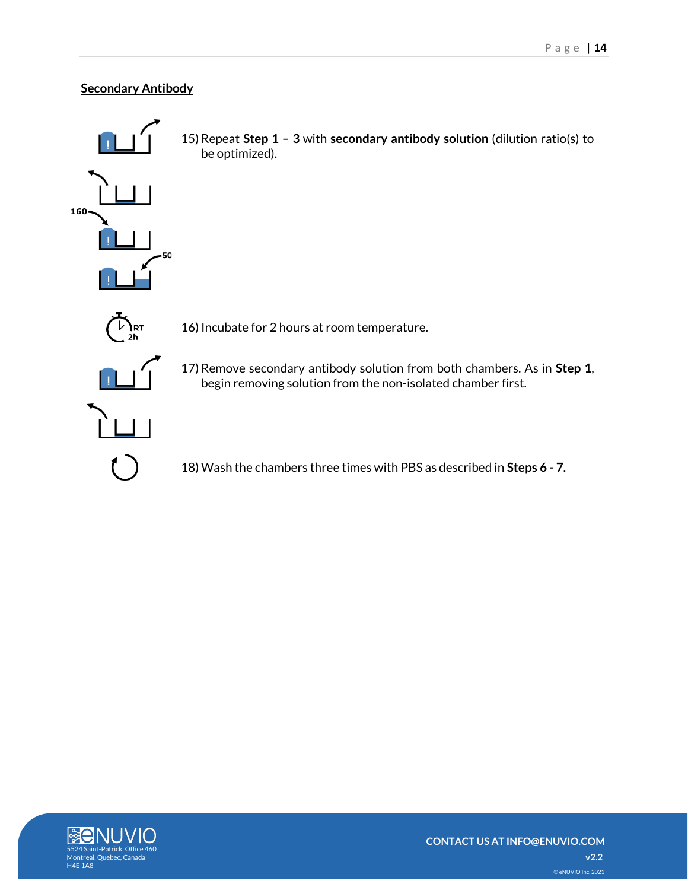## Secondary Antibody

15) Repeat **Step 1 – 3** with **secondary antibody solution** (dilution ratio(s) to be optimized).

16) Incubate for 2 hours at room temperature.

17) Remove secondary antibody solution from both chambers. As in **Step 1**, begin removing solution from the non-isolated chamber first.

18) Wash the chambers three times with PBS as described in **Steps 6 - 7.**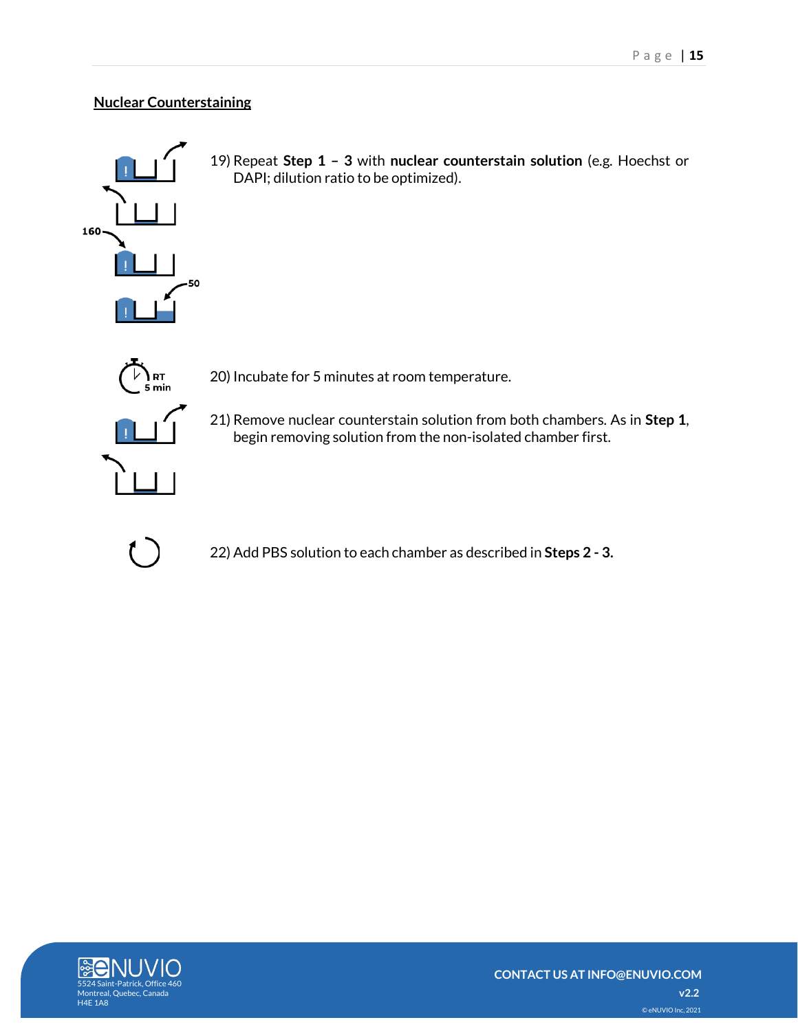## Nuclear Counterstaining

19) Repeat **Step 1 – 3** with **nuclear counterstain solution** (e.g. Hoechst or DAPI; dilution ratio to be optimized).

20) Incubate for 5 minutes at room temperature.

21) Remove nuclear counterstain solution from both chambers. As in **Step 1**, begin removing solution from the non-isolated chamber first.

22) Add PBS solution to each chamber as described in **Steps 2 - 3.**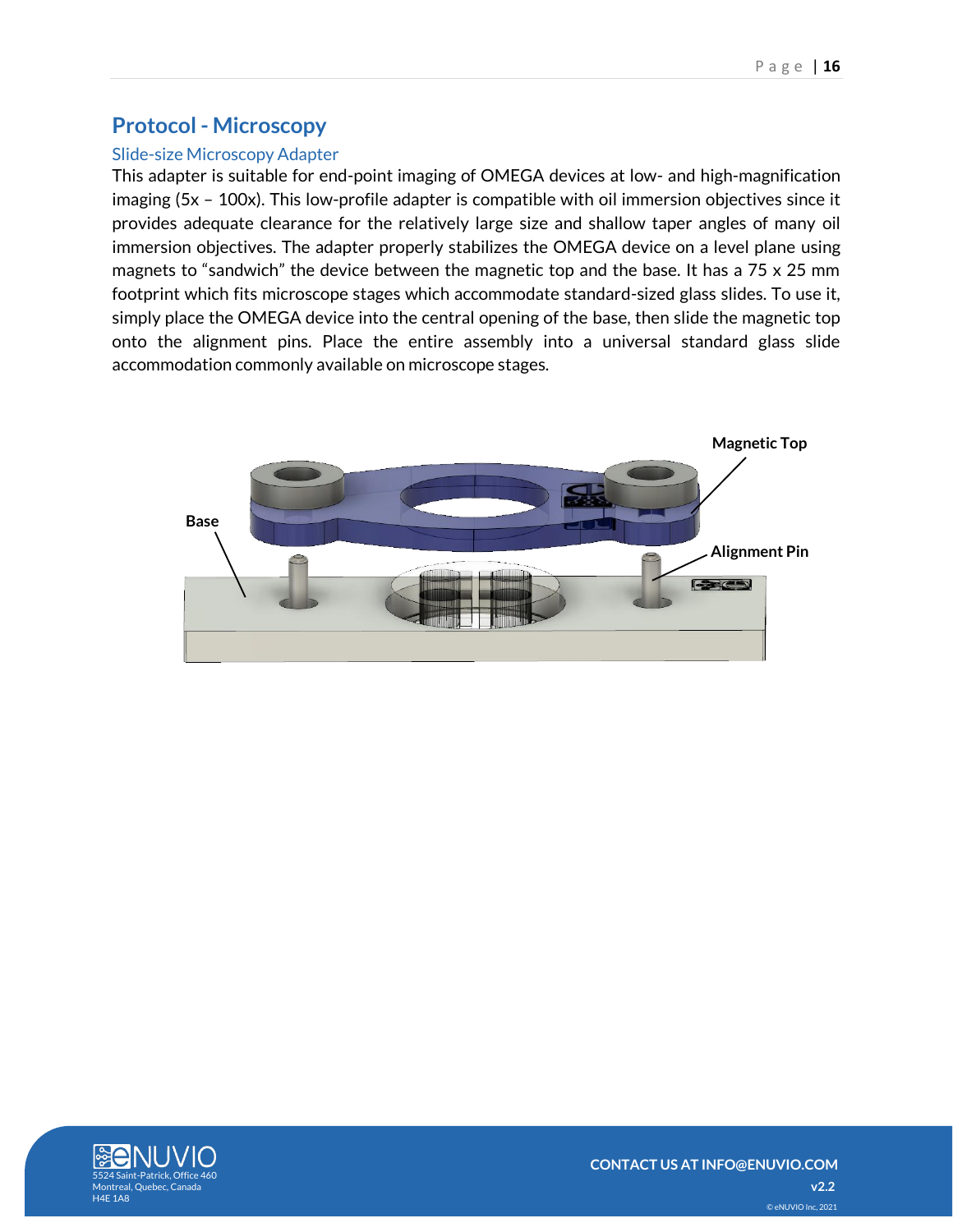## Protocol - Microscopy

### Slide-size Microscopy Adapter

This adapter is suitable for end-point imaging of OMEGA devices at low- and high-magnification imaging (5x – 100x). This low-profile adapter is compatible with oil immersion objectives since it provides adequate clearance for the relatively large size and shallow taper angles of many oil immersion objectives. The adapter properly stabilizes the OMEGA device on a level plane using magnets to "sandwich" the device between the magnetic top and the base. It has a 75 x 25 mm footprint which fits microscope stages which accommodate standard-sized glass slides. To use it, simply place the OMEGA device into the central opening of the base, then slide the magnetic top onto the alignment pins. Place the entire assembly into a universal standard glass slide accommodation commonly available on microscope stages.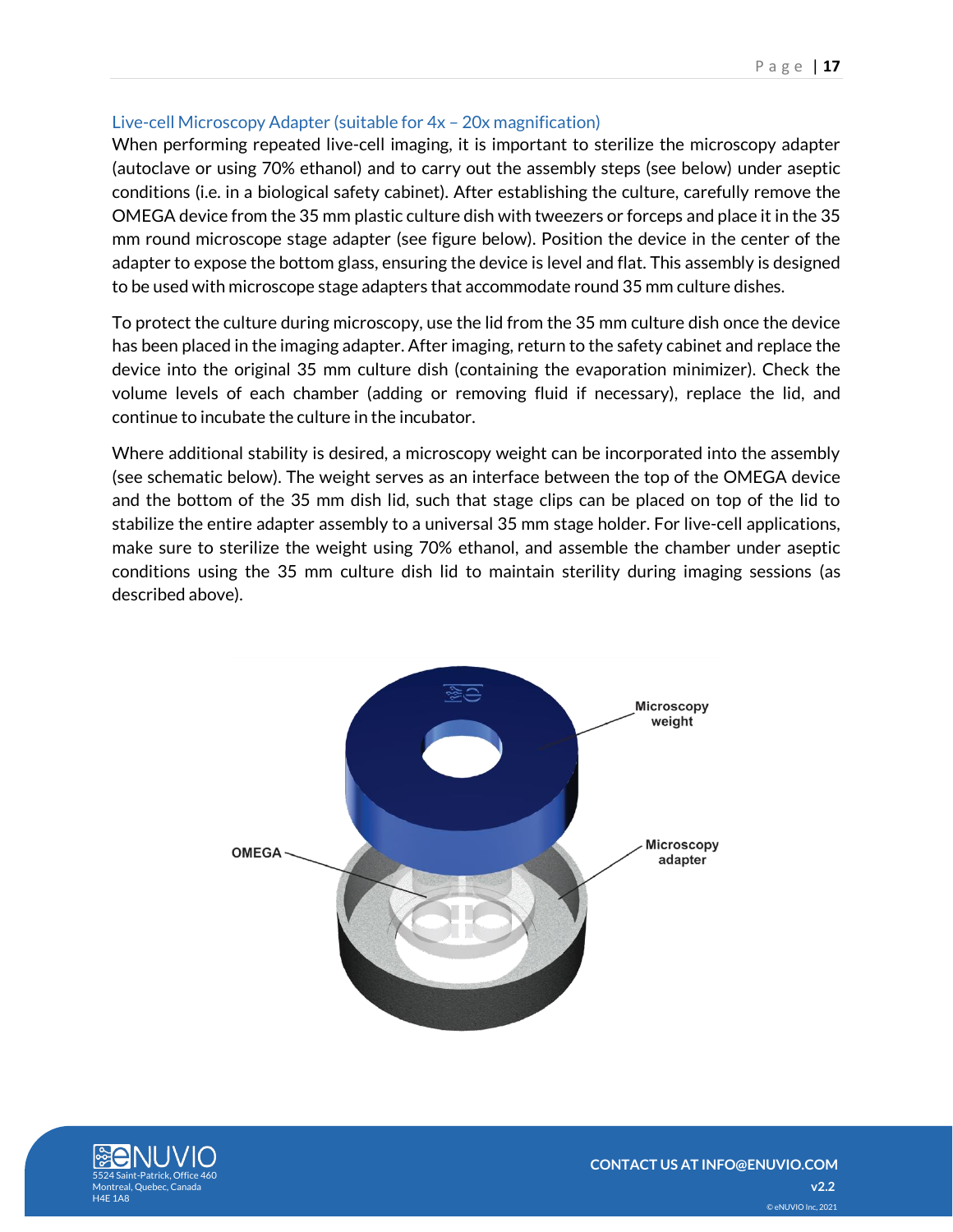## Live-cell Microscopy Adapter (suitable for 4x – 20x magnification)

When performing repeated live-cell imaging, it is important to sterilize the microscopy adapter (autoclave or using 70% ethanol) and to carry out the assembly steps (see below) under aseptic conditions (i.e. in a biological safety cabinet). After establishing the culture, carefully remove the OMEGA device from the 35 mm plastic culture dish with tweezers or forceps and place it in the 35 mm round microscope stage adapter (see figure below). Position the device in the center of the adapter to expose the bottom glass, ensuring the device is level and flat. This assembly is designed to be used with microscope stage adapters that accommodate round 35 mm culture dishes.

To protect the culture during microscopy, use the lid from the 35 mm culture dish once the device has been placed in the imaging adapter. After imaging, return to the safety cabinet and replace the device into the original 35 mm culture dish (containing the evaporation minimizer). Check the volume levels of each chamber (adding or removing fluid if necessary), replace the lid, and continue to incubate the culture in the incubator.

Where additional stability is desired, a microscopy weight can be incorporated into the assembly (see schematic below). The weight serves as an interface between the top of the OMEGA device and the bottom of the 35 mm dish lid, such that stage clips can be placed on top of the lid to stabilize the entire adapter assembly to a universal 35 mm stage holder. For live-cell applications, make sure to sterilize the weight using 70% ethanol, and assemble the chamber under aseptic conditions using the 35 mm culture dish lid to maintain sterility during imaging sessions (as described above).

Microscopy weight

OMEGA

Microscopy adapter